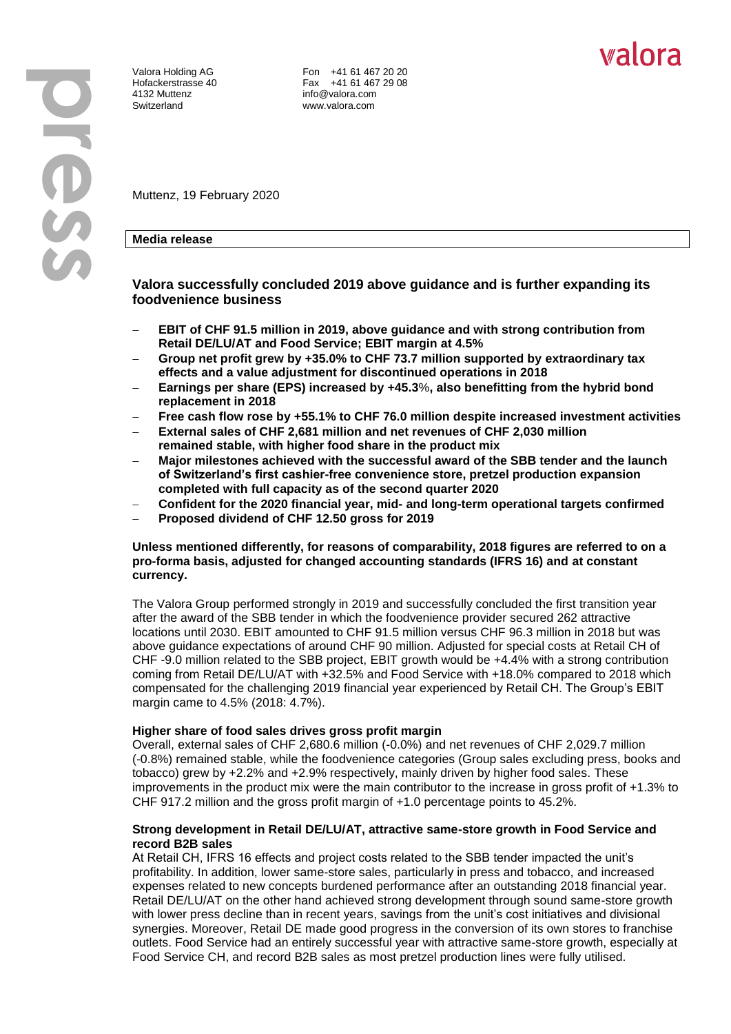Valora Holding AG
Hofackerstrasse 40
4132 Muttenz
Switzerland

Fon +41 61 467 20 20
Fax +41 61 467 29 08
info@valora.com
www.valora.com

Muttenz, 19 February 2020

**Media release**

## Valora successfully concluded 2019 above guidance and is further expanding its foodvenience business

- **EBIT of CHF 91.5 million in 2019, above guidance and with strong contribution from Retail DE/LU/AT and Food Service; EBIT margin at 4.5%**
- **Group net profit grew by +35.0% to CHF 73.7 million supported by extraordinary tax effects and a value adjustment for discontinued operations in 2018**
- **Earnings per share (EPS) increased by +45.3%, also benefitting from the hybrid bond replacement in 2018**
- **Free cash flow rose by +55.1% to CHF 76.0 million despite increased investment activities**
- **External sales of CHF 2,681 million and net revenues of CHF 2,030 million remained stable, with higher food share in the product mix**
- **Major milestones achieved with the successful award of the SBB tender and the launch of Switzerland's first cashier-free convenience store, pretzel production expansion completed with full capacity as of the second quarter 2020**
- **Confident for the 2020 financial year, mid- and long-term operational targets confirmed**
- **Proposed dividend of CHF 12.50 gross for 2019**

**Unless mentioned differently, for reasons of comparability, 2018 figures are referred to on a pro-forma basis, adjusted for changed accounting standards (IFRS 16) and at constant currency.**

The Valora Group performed strongly in 2019 and successfully concluded the first transition year after the award of the SBB tender in which the foodvenience provider secured 262 attractive locations until 2030. EBIT amounted to CHF 91.5 million versus CHF 96.3 million in 2018 but was above guidance expectations of around CHF 90 million. Adjusted for special costs at Retail CH of CHF -9.0 million related to the SBB project, EBIT growth would be +4.4% with a strong contribution coming from Retail DE/LU/AT with +32.5% and Food Service with +18.0% compared to 2018 which compensated for the challenging 2019 financial year experienced by Retail CH. The Group's EBIT margin came to 4.5% (2018: 4.7%).

**Higher share of food sales drives gross profit margin**

Overall, external sales of CHF 2,680.6 million (-0.0%) and net revenues of CHF 2,029.7 million (-0.8%) remained stable, while the foodvenience categories (Group sales excluding press, books and tobacco) grew by +2.2% and +2.9% respectively, mainly driven by higher food sales. These improvements in the product mix were the main contributor to the increase in gross profit of +1.3% to CHF 917.2 million and the gross profit margin of +1.0 percentage points to 45.2%.

**Strong development in Retail DE/LU/AT, attractive same-store growth in Food Service and record B2B sales**

At Retail CH, IFRS 16 effects and project costs related to the SBB tender impacted the unit's profitability. In addition, lower same-store sales, particularly in press and tobacco, and increased expenses related to new concepts burdened performance after an outstanding 2018 financial year. Retail DE/LU/AT on the other hand achieved strong development through sound same-store growth with lower press decline than in recent years, savings from the unit's cost initiatives and divisional synergies. Moreover, Retail DE made good progress in the conversion of its own stores to franchise outlets. Food Service had an entirely successful year with attractive same-store growth, especially at Food Service CH, and record B2B sales as most pretzel production lines were fully utilised.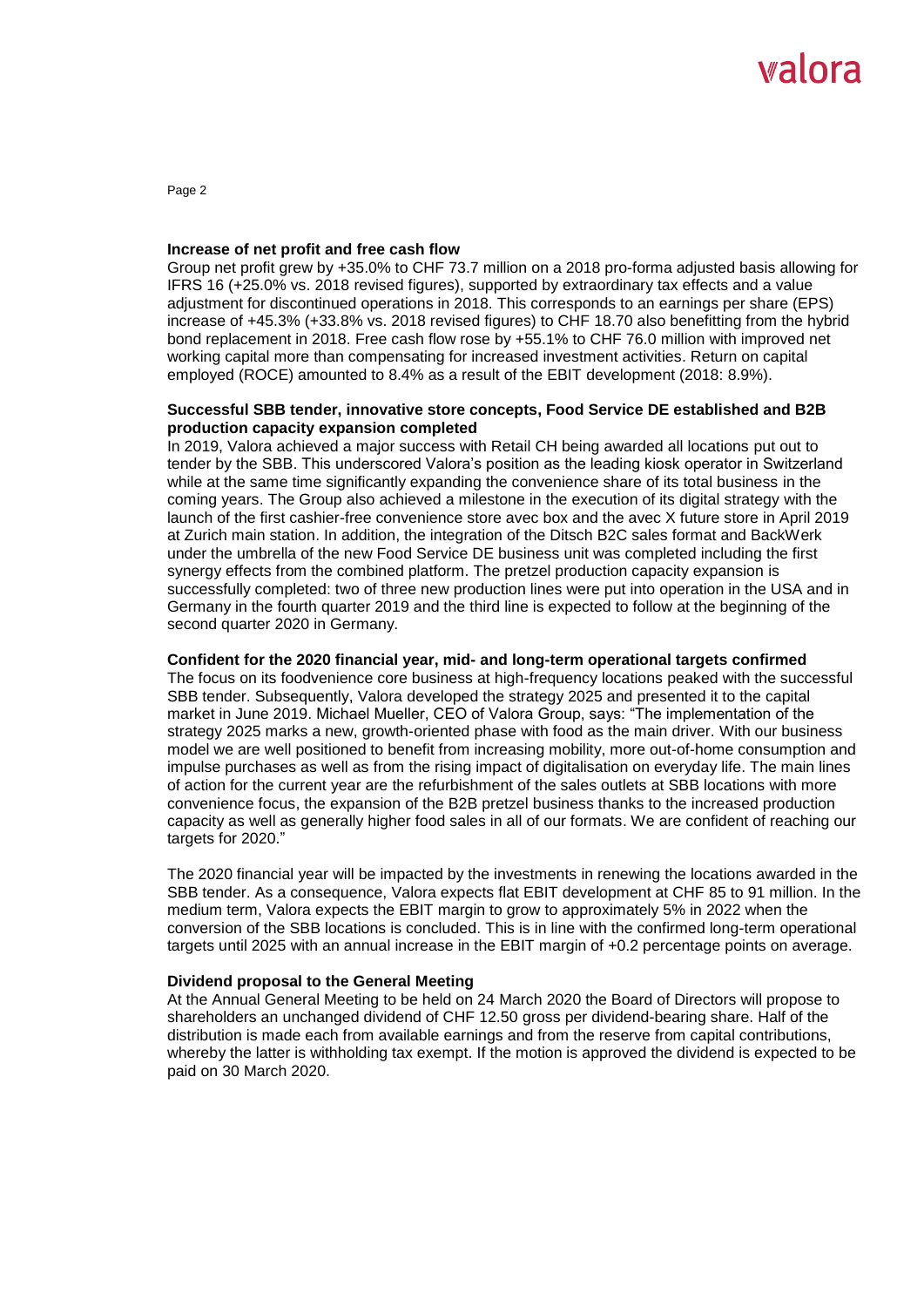**Increase of net profit and free cash flow**

Group net profit grew by +35.0% to CHF 73.7 million on a 2018 pro-forma adjusted basis allowing for IFRS 16 (+25.0% vs. 2018 revised figures), supported by extraordinary tax effects and a value adjustment for discontinued operations in 2018. This corresponds to an earnings per share (EPS) increase of +45.3% (+33.8% vs. 2018 revised figures) to CHF 18.70 also benefitting from the hybrid bond replacement in 2018. Free cash flow rose by +55.1% to CHF 76.0 million with improved net working capital more than compensating for increased investment activities. Return on capital employed (ROCE) amounted to 8.4% as a result of the EBIT development (2018: 8.9%).

**Successful SBB tender, innovative store concepts, Food Service DE established and B2B production capacity expansion completed**

In 2019, Valora achieved a major success with Retail CH being awarded all locations put out to tender by the SBB. This underscored Valora's position as the leading kiosk operator in Switzerland while at the same time significantly expanding the convenience share of its total business in the coming years. The Group also achieved a milestone in the execution of its digital strategy with the launch of the first cashier-free convenience store avec box and the avec X future store in April 2019 at Zurich main station. In addition, the integration of the Ditsch B2C sales format and BackWerk under the umbrella of the new Food Service DE business unit was completed including the first synergy effects from the combined platform. The pretzel production capacity expansion is successfully completed: two of three new production lines were put into operation in the USA and in Germany in the fourth quarter 2019 and the third line is expected to follow at the beginning of the second quarter 2020 in Germany.

**Confident for the 2020 financial year, mid- and long-term operational targets confirmed**

The focus on its foodvenience core business at high-frequency locations peaked with the successful SBB tender. Subsequently, Valora developed the strategy 2025 and presented it to the capital market in June 2019. Michael Mueller, CEO of Valora Group, says: "The implementation of the strategy 2025 marks a new, growth-oriented phase with food as the main driver. With our business model we are well positioned to benefit from increasing mobility, more out-of-home consumption and impulse purchases as well as from the rising impact of digitalisation on everyday life. The main lines of action for the current year are the refurbishment of the sales outlets at SBB locations with more convenience focus, the expansion of the B2B pretzel business thanks to the increased production capacity as well as generally higher food sales in all of our formats. We are confident of reaching our targets for 2020."

The 2020 financial year will be impacted by the investments in renewing the locations awarded in the SBB tender. As a consequence, Valora expects flat EBIT development at CHF 85 to 91 million. In the medium term, Valora expects the EBIT margin to grow to approximately 5% in 2022 when the conversion of the SBB locations is concluded. This is in line with the confirmed long-term operational targets until 2025 with an annual increase in the EBIT margin of +0.2 percentage points on average.

**Dividend proposal to the General Meeting**

At the Annual General Meeting to be held on 24 March 2020 the Board of Directors will propose to shareholders an unchanged dividend of CHF 12.50 gross per dividend-bearing share. Half of the distribution is made each from available earnings and from the reserve from capital contributions, whereby the latter is withholding tax exempt. If the motion is approved the dividend is expected to be paid on 30 March 2020.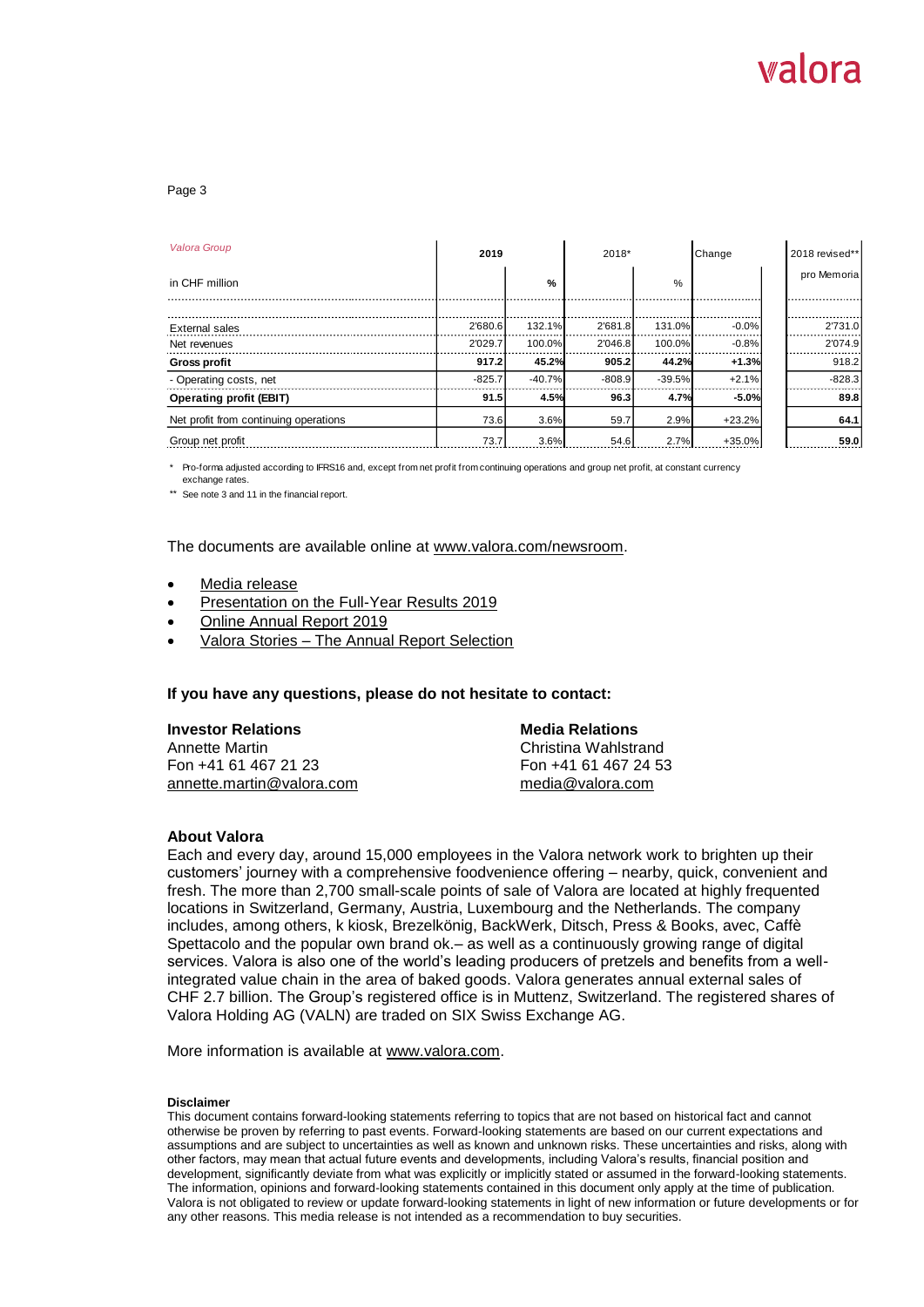| *Valora Group* | 2019 | | 2018* | | Change | 2018 revised** |
|---|---|---|---|---|---|---|
| in CHF million | | % | | % | | pro Memoria |
| External sales | 2'680.6 | 132.1% | 2'681.8 | 131.0% | -0.0% | 2'731.0 |
| Net revenues | 2'029.7 | 100.0% | 2'046.8 | 100.0% | -0.8% | 2'074.9 |
| **Gross profit** | **917.2** | **45.2%** | **905.2** | **44.2%** | **+1.3%** | 918.2 |
| - Operating costs, net | -825.7 | -40.7% | -808.9 | -39.5% | +2.1% | -828.3 |
| **Operating profit (EBIT)** | **91.5** | **4.5%** | **96.3** | **4.7%** | **-5.0%** | **89.8** |
| Net profit from continuing operations | 73.6 | 3.6% | 59.7 | 2.9% | +23.2% | **64.1** |
| Group net profit | 73.7 | 3.6% | 54.6 | 2.7% | +35.0% | **59.0** |

\* Pro-forma adjusted according to IFRS16 and, except from net profit from continuing operations and group net profit, at constant currency exchange rates.

\** See note 3 and 11 in the financial report.

The documents are available online at www.valora.com/newsroom.

- Media release
- Presentation on the Full-Year Results 2019
- Online Annual Report 2019
- Valora Stories – The Annual Report Selection

**If you have any questions, please do not hesitate to contact:**

**Investor Relations**
Annette Martin
Fon +41 61 467 21 23
annette.martin@valora.com

**Media Relations**
Christina Wahlstrand
Fon +41 61 467 24 53
media@valora.com

### About Valora

Each and every day, around 15,000 employees in the Valora network work to brighten up their customers' journey with a comprehensive foodvenience offering – nearby, quick, convenient and fresh. The more than 2,700 small-scale points of sale of Valora are located at highly frequented locations in Switzerland, Germany, Austria, Luxembourg and the Netherlands. The company includes, among others, k kiosk, Brezelkönig, BackWerk, Ditsch, Press & Books, avec, Caffè Spettacolo and the popular own brand ok.– as well as a continuously growing range of digital services. Valora is also one of the world's leading producers of pretzels and benefits from a well-integrated value chain in the area of baked goods. Valora generates annual external sales of CHF 2.7 billion. The Group's registered office is in Muttenz, Switzerland. The registered shares of Valora Holding AG (VALN) are traded on SIX Swiss Exchange AG.

More information is available at www.valora.com.

**Disclaimer**

This document contains forward-looking statements referring to topics that are not based on historical fact and cannot otherwise be proven by referring to past events. Forward-looking statements are based on our current expectations and assumptions and are subject to uncertainties as well as known and unknown risks. These uncertainties and risks, along with other factors, may mean that actual future events and developments, including Valora's results, financial position and development, significantly deviate from what was explicitly or implicitly stated or assumed in the forward-looking statements. The information, opinions and forward-looking statements contained in this document only apply at the time of publication. Valora is not obligated to review or update forward-looking statements in light of new information or future developments or for any other reasons. This media release is not intended as a recommendation to buy securities.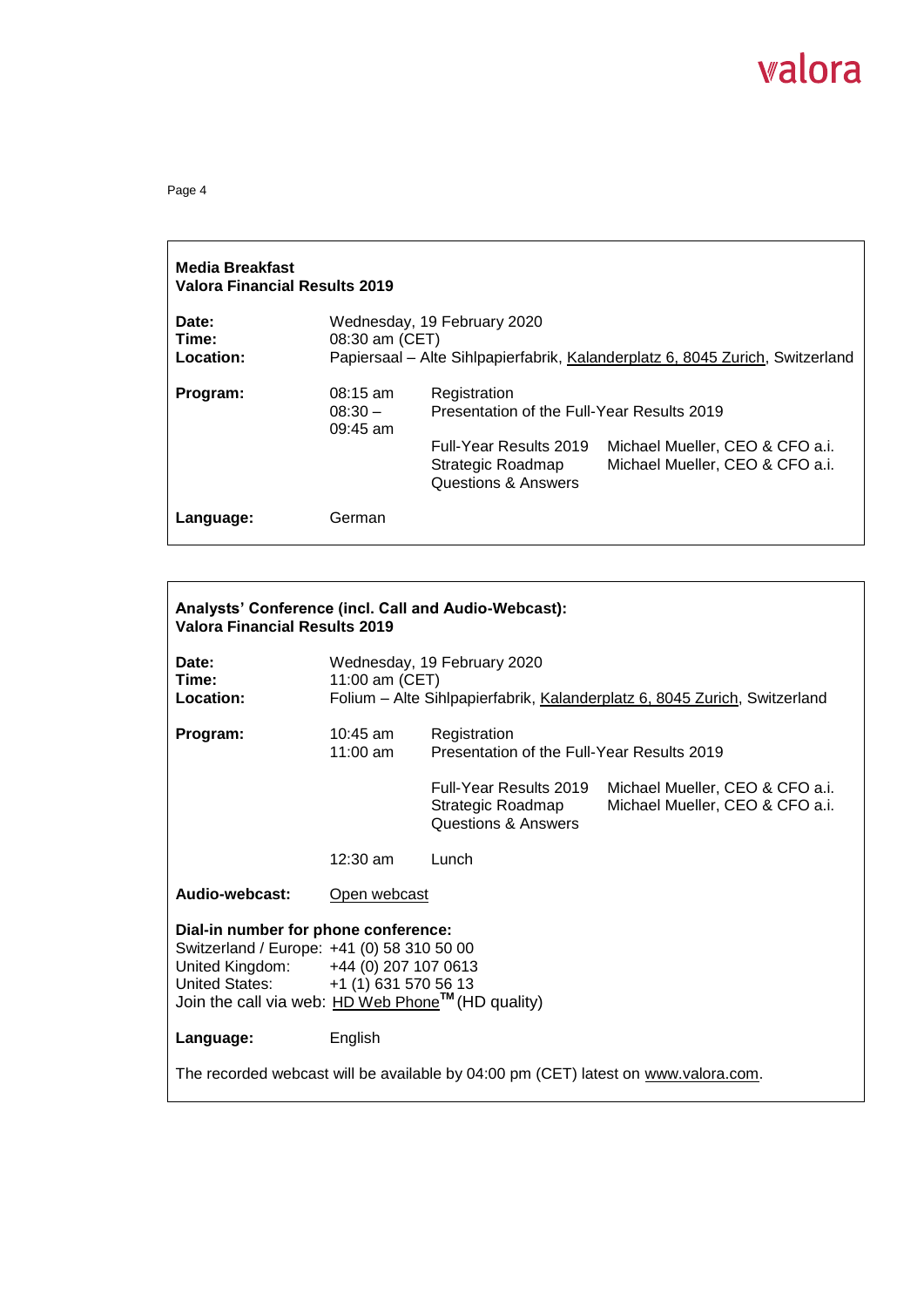**Media Breakfast**
**Valora Financial Results 2019**

| | | | |
|---|---|---|---|
| **Date:** | Wednesday, 19 February 2020 | | |
| **Time:** | 08:30 am (CET) | | |
| **Location:** | Papiersaal – Alte Sihlpapierfabrik, Kalanderplatz 6, 8045 Zurich, Switzerland | | |
| **Program:** | 08:15 am | Registration | |
| | 08:30 – 09:45 am | Presentation of the Full-Year Results 2019 | |
| | | Full-Year Results 2019 | Michael Mueller, CEO & CFO a.i. |
| | | Strategic Roadmap | Michael Mueller, CEO & CFO a.i. |
| | | Questions & Answers | |
| **Language:** | German | | |

**Analysts' Conference (incl. Call and Audio-Webcast):**
**Valora Financial Results 2019**

| | | | |
|---|---|---|---|
| **Date:** | Wednesday, 19 February 2020 | | |
| **Time:** | 11:00 am (CET) | | |
| **Location:** | Folium – Alte Sihlpapierfabrik, Kalanderplatz 6, 8045 Zurich, Switzerland | | |
| **Program:** | 10:45 am | Registration | |
| | 11:00 am | Presentation of the Full-Year Results 2019 | |
| | | Full-Year Results 2019 | Michael Mueller, CEO & CFO a.i. |
| | | Strategic Roadmap | Michael Mueller, CEO & CFO a.i. |
| | | Questions & Answers | |
| | 12:30 am | Lunch | |
| **Audio-webcast:** | Open webcast | | |

**Dial-in number for phone conference:**
Switzerland / Europe: +41 (0) 58 310 50 00
United Kingdom: +44 (0) 207 107 0613
United States: +1 (1) 631 570 56 13
Join the call via web: HD Web Phone™ (HD quality)

**Language:** English

The recorded webcast will be available by 04:00 pm (CET) latest on www.valora.com.